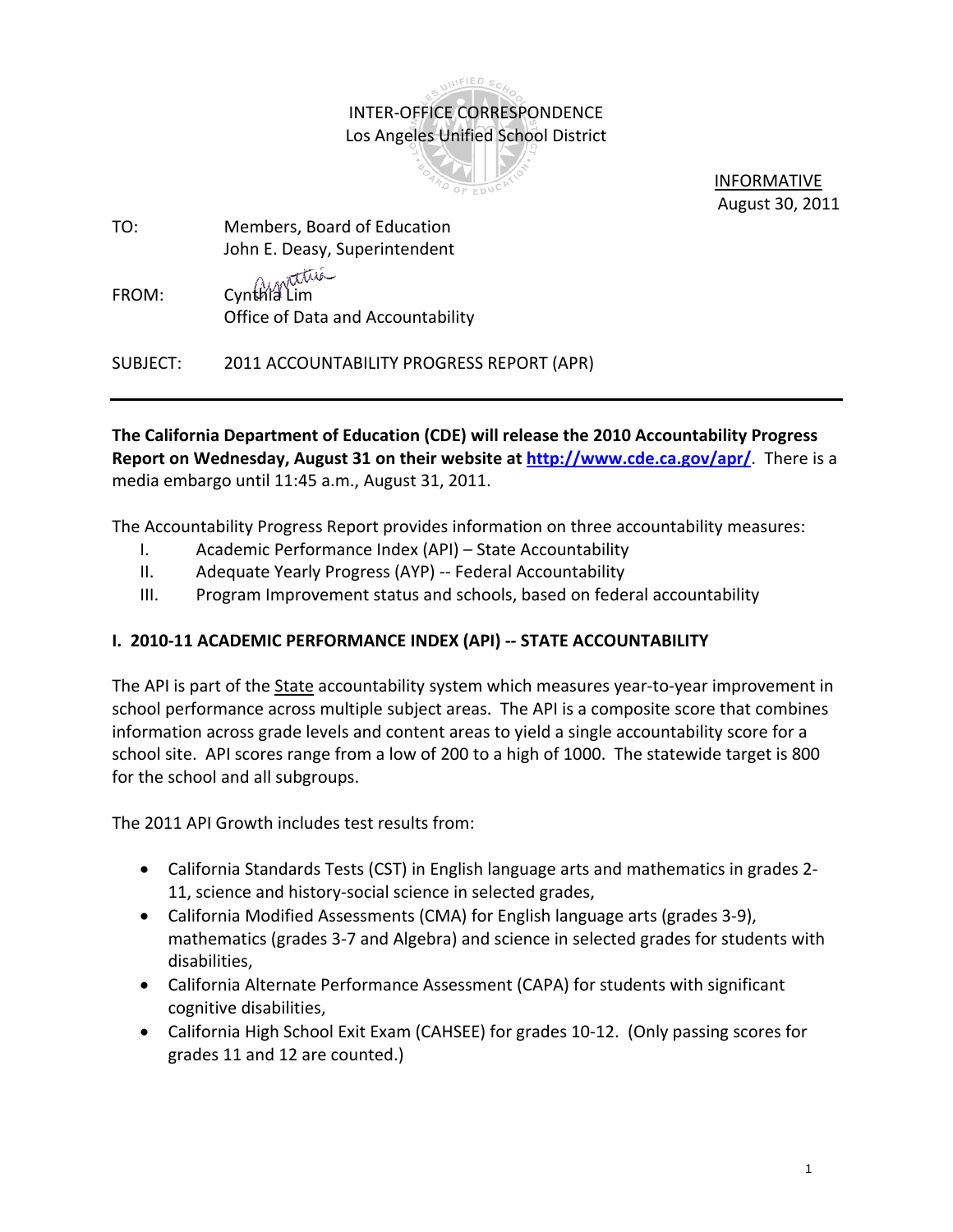INTER-OFFICE CORRESPONDENCE
Los Angeles Unified School District

INFORMATIVE
August 30, 2011

TO: Members, Board of Education
John E. Deasy, Superintendent

FROM: Cynthia Lim
Office of Data and Accountability

SUBJECT: 2011 ACCOUNTABILITY PROGRESS REPORT (APR)

---

**The California Department of Education (CDE) will release the 2010 Accountability Progress Report on Wednesday, August 31 on their website at [http://www.cde.ca.gov/apr/](http://www.cde.ca.gov/apr/)**. There is a media embargo until 11:45 a.m., August 31, 2011.

The Accountability Progress Report provides information on three accountability measures:

I. Academic Performance Index (API) – State Accountability
II. Adequate Yearly Progress (AYP) -- Federal Accountability
III. Program Improvement status and schools, based on federal accountability

### I. 2010-11 ACADEMIC PERFORMANCE INDEX (API) -- STATE ACCOUNTABILITY

The API is part of the State accountability system which measures year-to-year improvement in school performance across multiple subject areas. The API is a composite score that combines information across grade levels and content areas to yield a single accountability score for a school site. API scores range from a low of 200 to a high of 1000. The statewide target is 800 for the school and all subgroups.

The 2011 API Growth includes test results from:

- California Standards Tests (CST) in English language arts and mathematics in grades 2-11, science and history-social science in selected grades,
- California Modified Assessments (CMA) for English language arts (grades 3-9), mathematics (grades 3-7 and Algebra) and science in selected grades for students with disabilities,
- California Alternate Performance Assessment (CAPA) for students with significant cognitive disabilities,
- California High School Exit Exam (CAHSEE) for grades 10-12. (Only passing scores for grades 11 and 12 are counted.)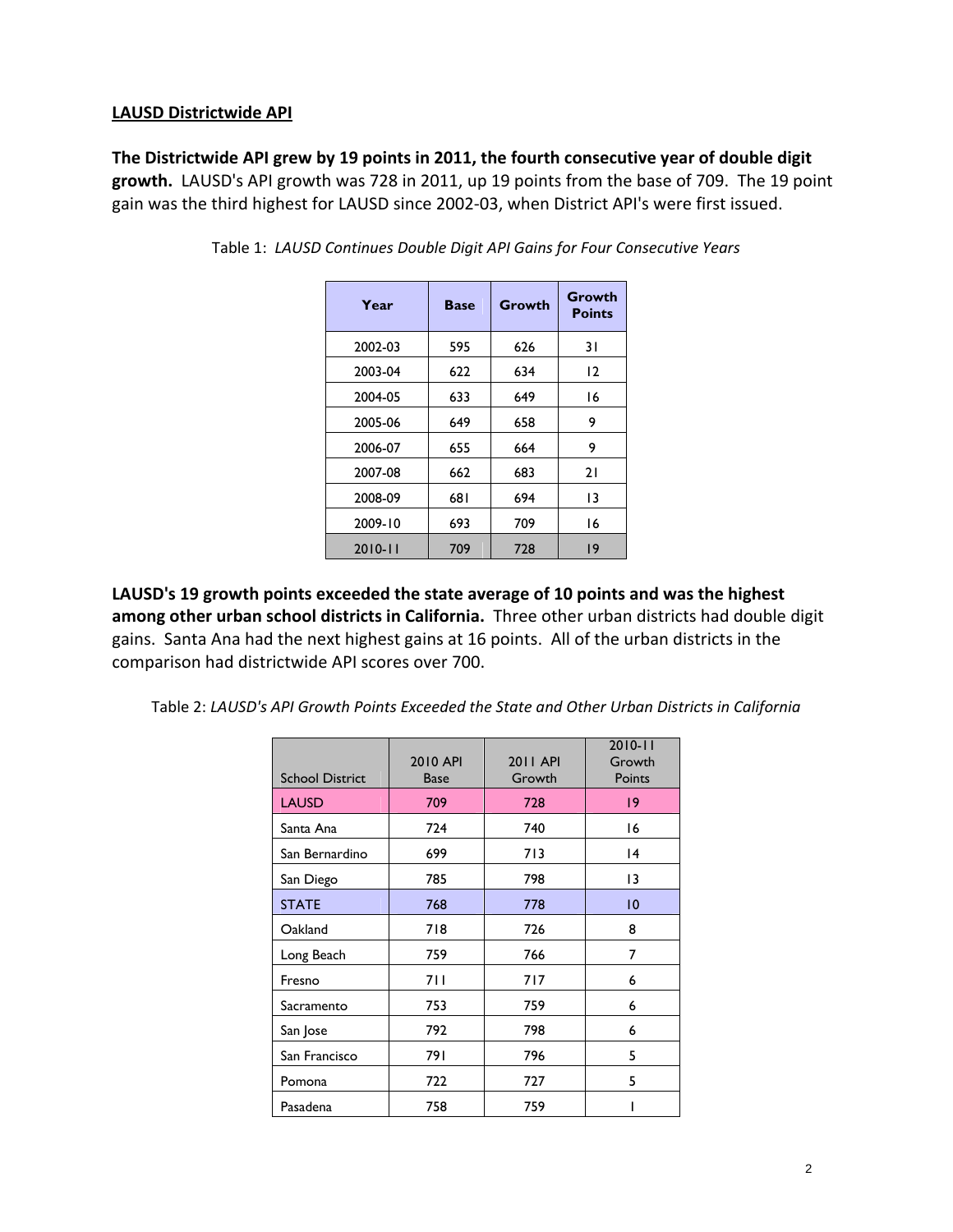## LAUSD Districtwide API

**The Districtwide API grew by 19 points in 2011, the fourth consecutive year of double digit growth.** LAUSD's API growth was 728 in 2011, up 19 points from the base of 709. The 19 point gain was the third highest for LAUSD since 2002-03, when District API's were first issued.

Table 1: *LAUSD Continues Double Digit API Gains for Four Consecutive Years*

| Year | Base | Growth | Growth Points |
|---|---|---|---|
| 2002-03 | 595 | 626 | 31 |
| 2003-04 | 622 | 634 | 12 |
| 2004-05 | 633 | 649 | 16 |
| 2005-06 | 649 | 658 | 9 |
| 2006-07 | 655 | 664 | 9 |
| 2007-08 | 662 | 683 | 21 |
| 2008-09 | 681 | 694 | 13 |
| 2009-10 | 693 | 709 | 16 |
| 2010-11 | 709 | 728 | 19 |

**LAUSD's 19 growth points exceeded the state average of 10 points and was the highest among other urban school districts in California.** Three other urban districts had double digit gains. Santa Ana had the next highest gains at 16 points. All of the urban districts in the comparison had districtwide API scores over 700.

Table 2: *LAUSD's API Growth Points Exceeded the State and Other Urban Districts in California*

| School District | 2010 API Base | 2011 API Growth | 2010-11 Growth Points |
|---|---|---|---|
| LAUSD | 709 | 728 | 19 |
| Santa Ana | 724 | 740 | 16 |
| San Bernardino | 699 | 713 | 14 |
| San Diego | 785 | 798 | 13 |
| STATE | 768 | 778 | 10 |
| Oakland | 718 | 726 | 8 |
| Long Beach | 759 | 766 | 7 |
| Fresno | 711 | 717 | 6 |
| Sacramento | 753 | 759 | 6 |
| San Jose | 792 | 798 | 6 |
| San Francisco | 791 | 796 | 5 |
| Pomona | 722 | 727 | 5 |
| Pasadena | 758 | 759 | 1 |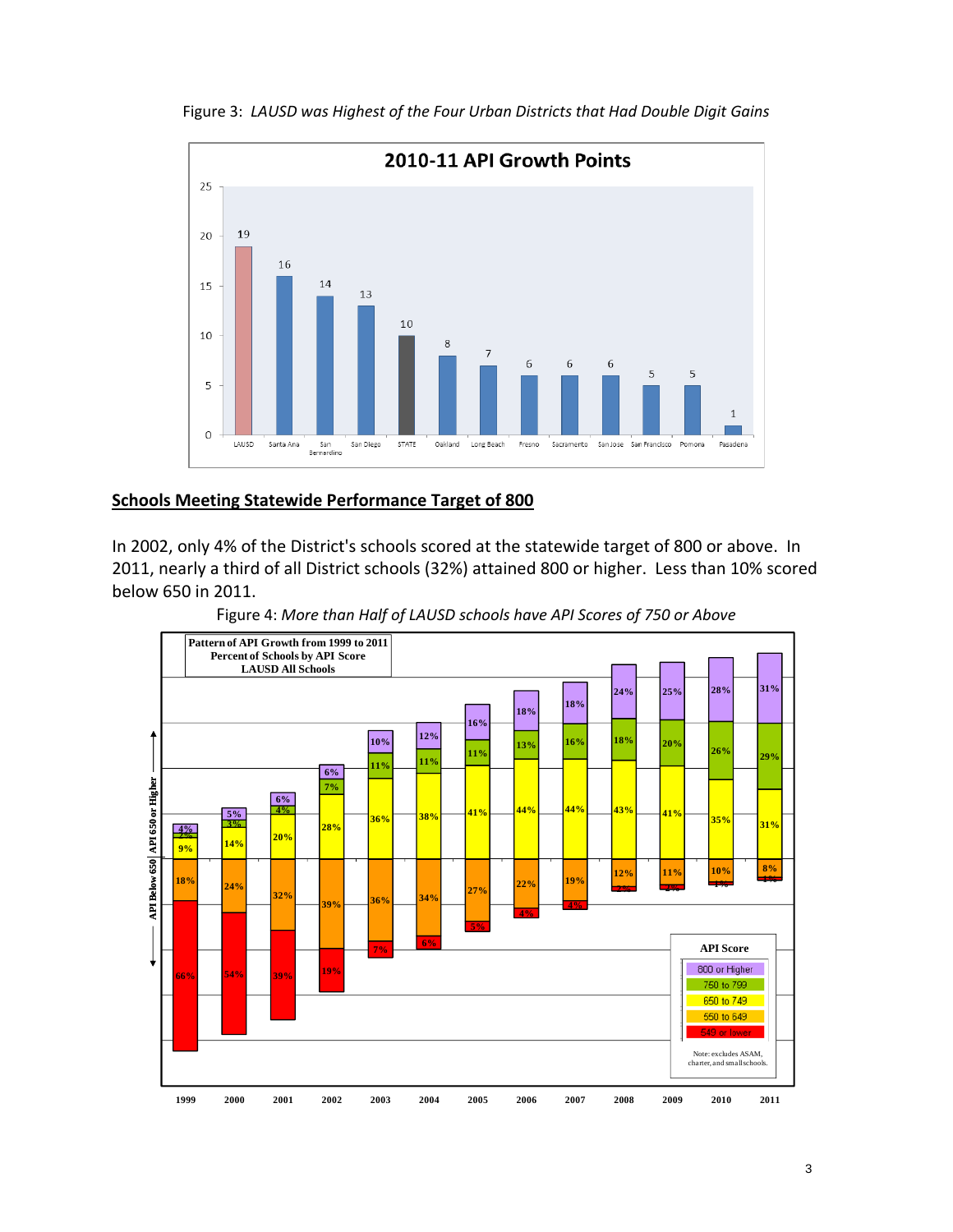Figure 3: *LAUSD was Highest of the Four Urban Districts that Had Double Digit Gains*

**2010-11 API Growth Points**

| District | Growth Points |
|---|---|
| LAUSD | 19 |
| Santa Ana | 16 |
| San Bernardino | 14 |
| San Diego | 13 |
| STATE | 10 |
| Oakland | 8 |
| Long Beach | 7 |
| Fresno | 6 |
| Sacramento | 6 |
| San Jose | 6 |
| San Francisco | 5 |
| Pomona | 5 |
| Pasadena | 1 |

## Schools Meeting Statewide Performance Target of 800

In 2002, only 4% of the District's schools scored at the statewide target of 800 or above. In 2011, nearly a third of all District schools (32%) attained 800 or higher. Less than 10% scored below 650 in 2011.

Figure 4: *More than Half of LAUSD schools have API Scores of 750 or Above*

**Pattern of API Growth from 1999 to 2011**
**Percent of Schools by API Score**
**LAUSD All Schools**

| Year | 800 or Higher | 750 to 799 | 650 to 749 | 550 to 649 | 549 or lower |
|---|---|---|---|---|---|
| 1999 | 4% | 2% | 9% | 18% | 66% |
| 2000 | 5% | 3% | 14% | 24% | 54% |
| 2001 | 6% | 4% | 20% | 32% | 39% |
| 2002 | 6% | 7% | 28% | 39% | 19% |
| 2003 | 10% | 11% | 36% | 36% | 7% |
| 2004 | 12% | 11% | 38% | 34% | 6% |
| 2005 | 16% | 11% | 41% | 27% | 5% |
| 2006 | 18% | 13% | 44% | 22% | 4% |
| 2007 | 18% | 16% | 44% | 19% | 4% |
| 2008 | 24% | 18% | 43% | 12% | 2% |
| 2009 | 25% | 20% | 41% | 11% | 2% |
| 2010 | 28% | 26% | 35% | 10% | 1% |
| 2011 | 31% | 29% | 31% | 8% | 1% |

Note: excludes ASAM, charter, and small schools.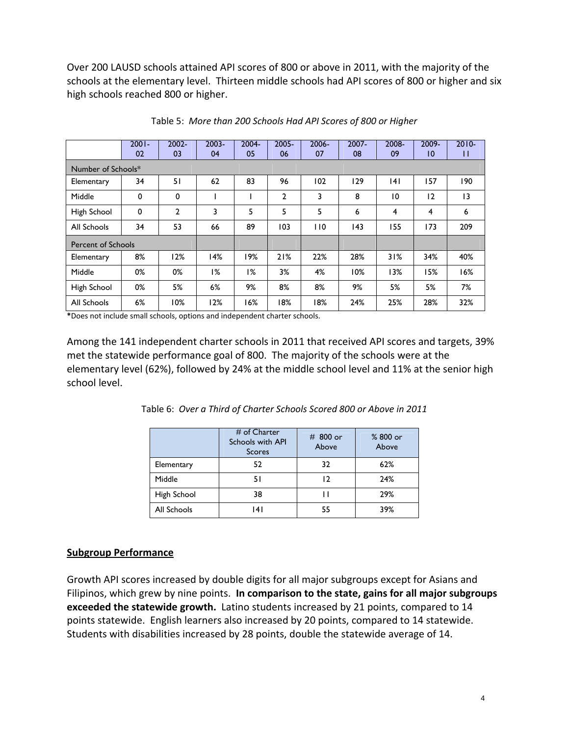Over 200 LAUSD schools attained API scores of 800 or above in 2011, with the majority of the schools at the elementary level. Thirteen middle schools had API scores of 800 or higher and six high schools reached 800 or higher.

Table 5: *More than 200 Schools Had API Scores of 800 or Higher*

| | 2001-02 | 2002-03 | 2003-04 | 2004-05 | 2005-06 | 2006-07 | 2007-08 | 2008-09 | 2009-10 | 2010-11 |
|---|---|---|---|---|---|---|---|---|---|---|
| Number of Schools* | | | | | | | | | | |
| Elementary | 34 | 51 | 62 | 83 | 96 | 102 | 129 | 141 | 157 | 190 |
| Middle | 0 | 0 | 1 | 1 | 2 | 3 | 8 | 10 | 12 | 13 |
| High School | 0 | 2 | 3 | 5 | 5 | 5 | 6 | 4 | 4 | 6 |
| All Schools | 34 | 53 | 66 | 89 | 103 | 110 | 143 | 155 | 173 | 209 |
| Percent of Schools | | | | | | | | | | |
| Elementary | 8% | 12% | 14% | 19% | 21% | 22% | 28% | 31% | 34% | 40% |
| Middle | 0% | 0% | 1% | 1% | 3% | 4% | 10% | 13% | 15% | 16% |
| High School | 0% | 5% | 6% | 9% | 8% | 8% | 9% | 5% | 5% | 7% |
| All Schools | 6% | 10% | 12% | 16% | 18% | 18% | 24% | 25% | 28% | 32% |

*Does not include small schools, options and independent charter schools.

Among the 141 independent charter schools in 2011 that received API scores and targets, 39% met the statewide performance goal of 800. The majority of the schools were at the elementary level (62%), followed by 24% at the middle school level and 11% at the senior high school level.

Table 6: *Over a Third of Charter Schools Scored 800 or Above in 2011*

| | # of Charter Schools with API Scores | # 800 or Above | % 800 or Above |
|---|---|---|---|
| Elementary | 52 | 32 | 62% |
| Middle | 51 | 12 | 24% |
| High School | 38 | 11 | 29% |
| All Schools | 141 | 55 | 39% |

## Subgroup Performance

Growth API scores increased by double digits for all major subgroups except for Asians and Filipinos, which grew by nine points. **In comparison to the state, gains for all major subgroups exceeded the statewide growth.** Latino students increased by 21 points, compared to 14 points statewide. English learners also increased by 20 points, compared to 14 statewide. Students with disabilities increased by 28 points, double the statewide average of 14.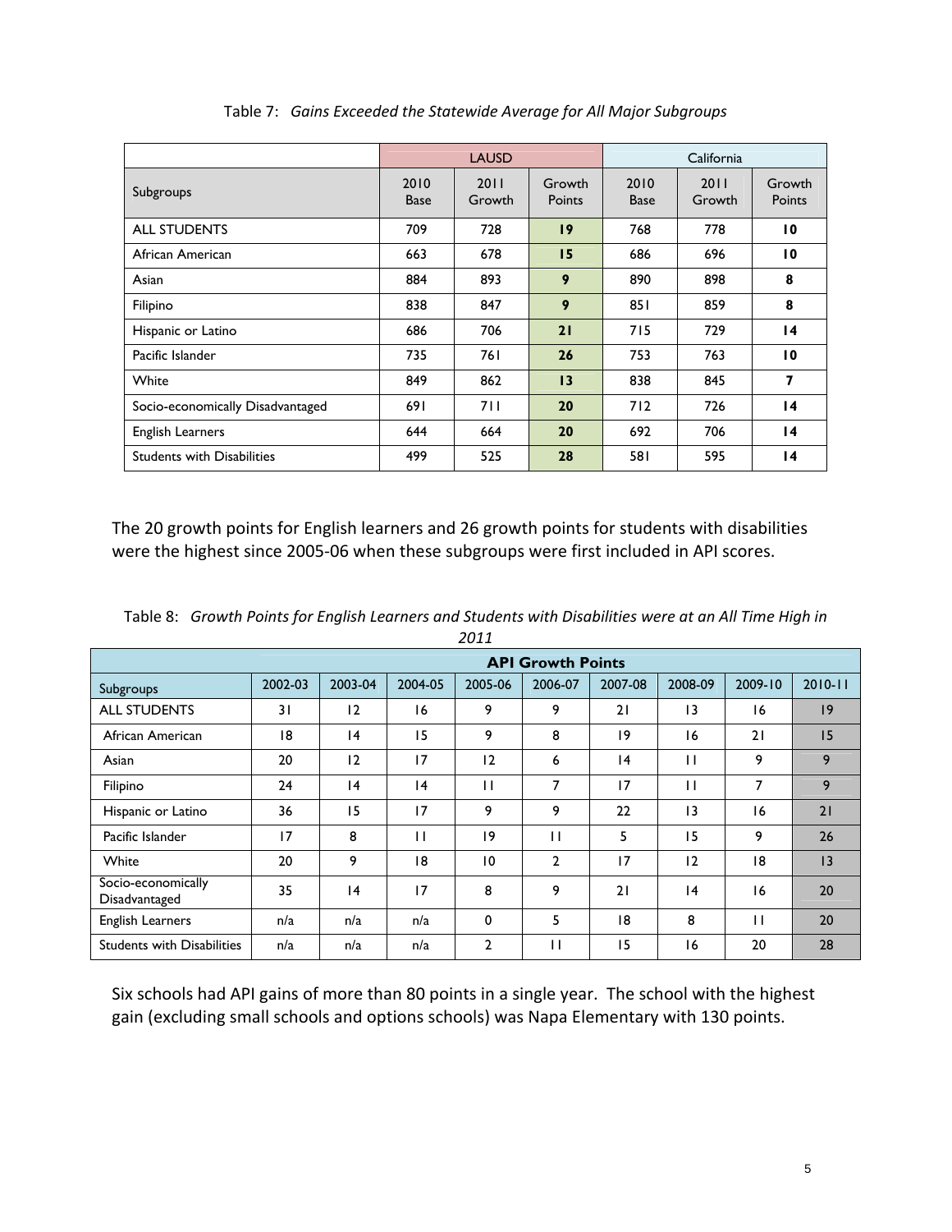Table 7: *Gains Exceeded the Statewide Average for All Major Subgroups*

| | LAUSD | | | California | | |
|---|---|---|---|---|---|---|
| Subgroups | 2010 Base | 2011 Growth | Growth Points | 2010 Base | 2011 Growth | Growth Points |
| ALL STUDENTS | 709 | 728 | **19** | 768 | 778 | **10** |
| African American | 663 | 678 | **15** | 686 | 696 | **10** |
| Asian | 884 | 893 | **9** | 890 | 898 | **8** |
| Filipino | 838 | 847 | **9** | 851 | 859 | **8** |
| Hispanic or Latino | 686 | 706 | **21** | 715 | 729 | **14** |
| Pacific Islander | 735 | 761 | **26** | 753 | 763 | **10** |
| White | 849 | 862 | **13** | 838 | 845 | **7** |
| Socio-economically Disadvantaged | 691 | 711 | **20** | 712 | 726 | **14** |
| English Learners | 644 | 664 | **20** | 692 | 706 | **14** |
| Students with Disabilities | 499 | 525 | **28** | 581 | 595 | **14** |

The 20 growth points for English learners and 26 growth points for students with disabilities were the highest since 2005-06 when these subgroups were first included in API scores.

Table 8: *Growth Points for English Learners and Students with Disabilities were at an All Time High in 2011*

| | **API Growth Points** | | | | | | | | |
|---|---|---|---|---|---|---|---|---|---|
| Subgroups | 2002-03 | 2003-04 | 2004-05 | 2005-06 | 2006-07 | 2007-08 | 2008-09 | 2009-10 | 2010-11 |
| ALL STUDENTS | 31 | 12 | 16 | 9 | 9 | 21 | 13 | 16 | 19 |
| African American | 18 | 14 | 15 | 9 | 8 | 19 | 16 | 21 | 15 |
| Asian | 20 | 12 | 17 | 12 | 6 | 14 | 11 | 9 | 9 |
| Filipino | 24 | 14 | 14 | 11 | 7 | 17 | 11 | 7 | 9 |
| Hispanic or Latino | 36 | 15 | 17 | 9 | 9 | 22 | 13 | 16 | 21 |
| Pacific Islander | 17 | 8 | 11 | 19 | 11 | 5 | 15 | 9 | 26 |
| White | 20 | 9 | 18 | 10 | 2 | 17 | 12 | 18 | 13 |
| Socio-economically Disadvantaged | 35 | 14 | 17 | 8 | 9 | 21 | 14 | 16 | 20 |
| English Learners | n/a | n/a | n/a | 0 | 5 | 18 | 8 | 11 | 20 |
| Students with Disabilities | n/a | n/a | n/a | 2 | 11 | 15 | 16 | 20 | 28 |

Six schools had API gains of more than 80 points in a single year. The school with the highest gain (excluding small schools and options schools) was Napa Elementary with 130 points.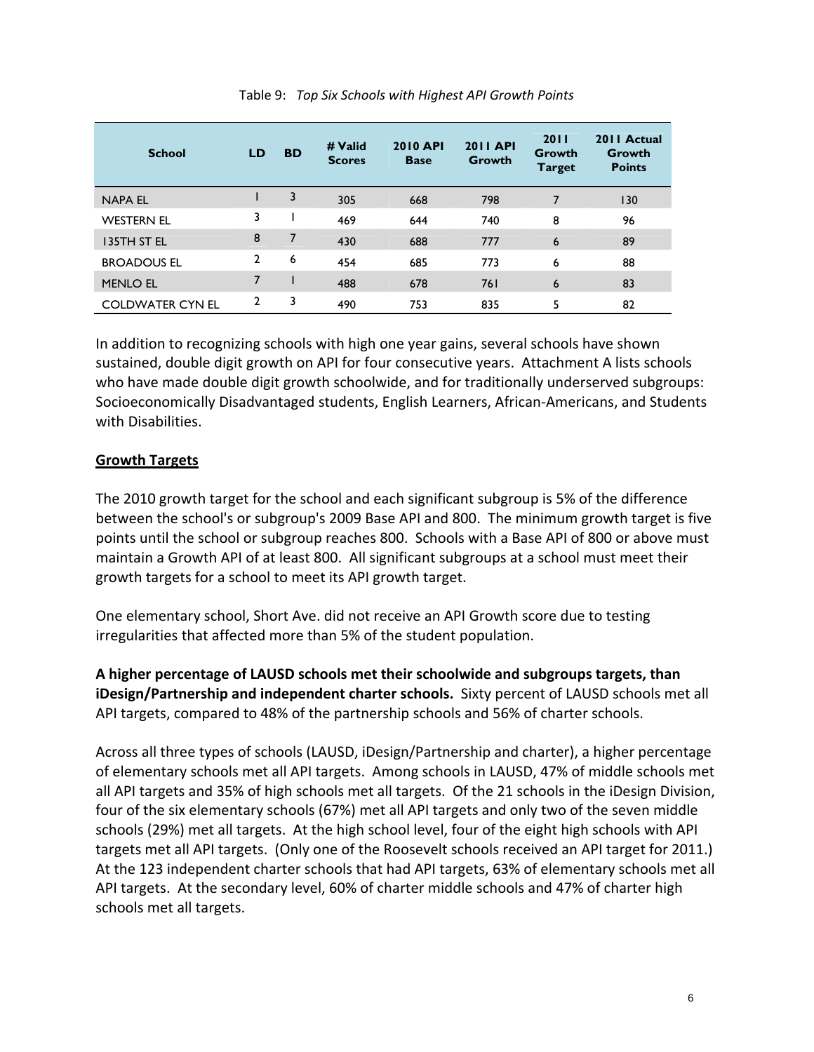Table 9: *Top Six Schools with Highest API Growth Points*

| School | LD | BD | # Valid Scores | 2010 API Base | 2011 API Growth | 2011 Growth Target | 2011 Actual Growth Points |
|---|---|---|---|---|---|---|---|
| NAPA EL | 1 | 3 | 305 | 668 | 798 | 7 | 130 |
| WESTERN EL | 3 | 1 | 469 | 644 | 740 | 8 | 96 |
| 135TH ST EL | 8 | 7 | 430 | 688 | 777 | 6 | 89 |
| BROADOUS EL | 2 | 6 | 454 | 685 | 773 | 6 | 88 |
| MENLO EL | 7 | 1 | 488 | 678 | 761 | 6 | 83 |
| COLDWATER CYN EL | 2 | 3 | 490 | 753 | 835 | 5 | 82 |

In addition to recognizing schools with high one year gains, several schools have shown sustained, double digit growth on API for four consecutive years. Attachment A lists schools who have made double digit growth schoolwide, and for traditionally underserved subgroups: Socioeconomically Disadvantaged students, English Learners, African-Americans, and Students with Disabilities.

**Growth Targets**

The 2010 growth target for the school and each significant subgroup is 5% of the difference between the school's or subgroup's 2009 Base API and 800. The minimum growth target is five points until the school or subgroup reaches 800. Schools with a Base API of 800 or above must maintain a Growth API of at least 800. All significant subgroups at a school must meet their growth targets for a school to meet its API growth target.

One elementary school, Short Ave. did not receive an API Growth score due to testing irregularities that affected more than 5% of the student population.

**A higher percentage of LAUSD schools met their schoolwide and subgroups targets, than iDesign/Partnership and independent charter schools.** Sixty percent of LAUSD schools met all API targets, compared to 48% of the partnership schools and 56% of charter schools.

Across all three types of schools (LAUSD, iDesign/Partnership and charter), a higher percentage of elementary schools met all API targets. Among schools in LAUSD, 47% of middle schools met all API targets and 35% of high schools met all targets. Of the 21 schools in the iDesign Division, four of the six elementary schools (67%) met all API targets and only two of the seven middle schools (29%) met all targets. At the high school level, four of the eight high schools with API targets met all API targets. (Only one of the Roosevelt schools received an API target for 2011.) At the 123 independent charter schools that had API targets, 63% of elementary schools met all API targets. At the secondary level, 60% of charter middle schools and 47% of charter high schools met all targets.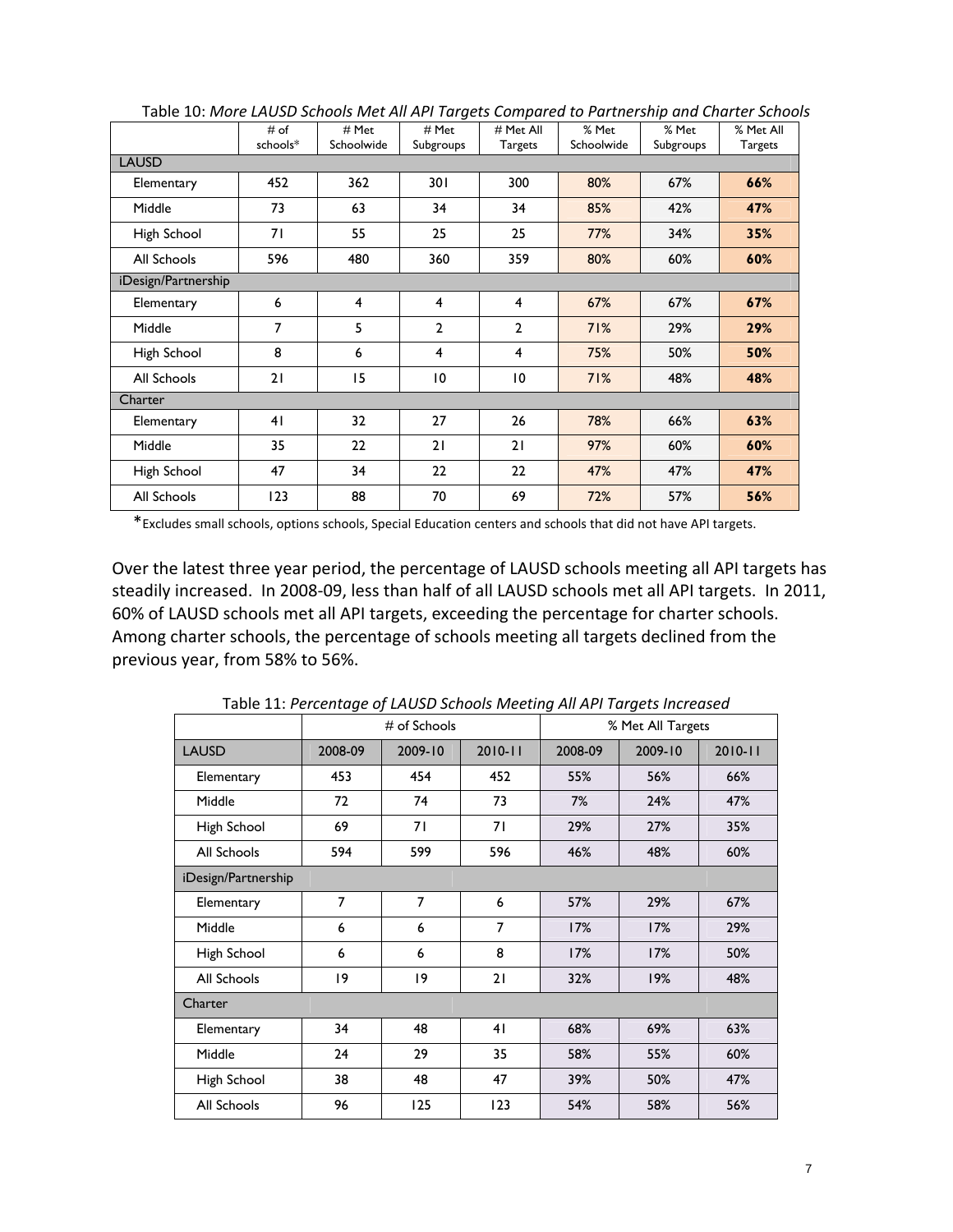Table 10: *More LAUSD Schools Met All API Targets Compared to Partnership and Charter Schools*

| | # of schools* | # Met Schoolwide | # Met Subgroups | # Met All Targets | % Met Schoolwide | % Met Subgroups | % Met All Targets |
|---|---|---|---|---|---|---|---|
| LAUSD | | | | | | | |
| Elementary | 452 | 362 | 301 | 300 | 80% | 67% | **66%** |
| Middle | 73 | 63 | 34 | 34 | 85% | 42% | **47%** |
| High School | 71 | 55 | 25 | 25 | 77% | 34% | **35%** |
| All Schools | 596 | 480 | 360 | 359 | 80% | 60% | **60%** |
| iDesign/Partnership | | | | | | | |
| Elementary | 6 | 4 | 4 | 4 | 67% | 67% | **67%** |
| Middle | 7 | 5 | 2 | 2 | 71% | 29% | **29%** |
| High School | 8 | 6 | 4 | 4 | 75% | 50% | **50%** |
| All Schools | 21 | 15 | 10 | 10 | 71% | 48% | **48%** |
| Charter | | | | | | | |
| Elementary | 41 | 32 | 27 | 26 | 78% | 66% | **63%** |
| Middle | 35 | 22 | 21 | 21 | 97% | 60% | **60%** |
| High School | 47 | 34 | 22 | 22 | 47% | 47% | **47%** |
| All Schools | 123 | 88 | 70 | 69 | 72% | 57% | **56%** |

*Excludes small schools, options schools, Special Education centers and schools that did not have API targets.

Over the latest three year period, the percentage of LAUSD schools meeting all API targets has steadily increased. In 2008-09, less than half of all LAUSD schools met all API targets. In 2011, 60% of LAUSD schools met all API targets, exceeding the percentage for charter schools. Among charter schools, the percentage of schools meeting all targets declined from the previous year, from 58% to 56%.

Table 11: *Percentage of LAUSD Schools Meeting All API Targets Increased*

| | # of Schools | | | % Met All Targets | | |
|---|---|---|---|---|---|---|
| LAUSD | 2008-09 | 2009-10 | 2010-11 | 2008-09 | 2009-10 | 2010-11 |
| Elementary | 453 | 454 | 452 | 55% | 56% | 66% |
| Middle | 72 | 74 | 73 | 7% | 24% | 47% |
| High School | 69 | 71 | 71 | 29% | 27% | 35% |
| All Schools | 594 | 599 | 596 | 46% | 48% | 60% |
| iDesign/Partnership | | | | | | |
| Elementary | 7 | 7 | 6 | 57% | 29% | 67% |
| Middle | 6 | 6 | 7 | 17% | 17% | 29% |
| High School | 6 | 6 | 8 | 17% | 17% | 50% |
| All Schools | 19 | 19 | 21 | 32% | 19% | 48% |
| Charter | | | | | | |
| Elementary | 34 | 48 | 41 | 68% | 69% | 63% |
| Middle | 24 | 29 | 35 | 58% | 55% | 60% |
| High School | 38 | 48 | 47 | 39% | 50% | 47% |
| All Schools | 96 | 125 | 123 | 54% | 58% | 56% |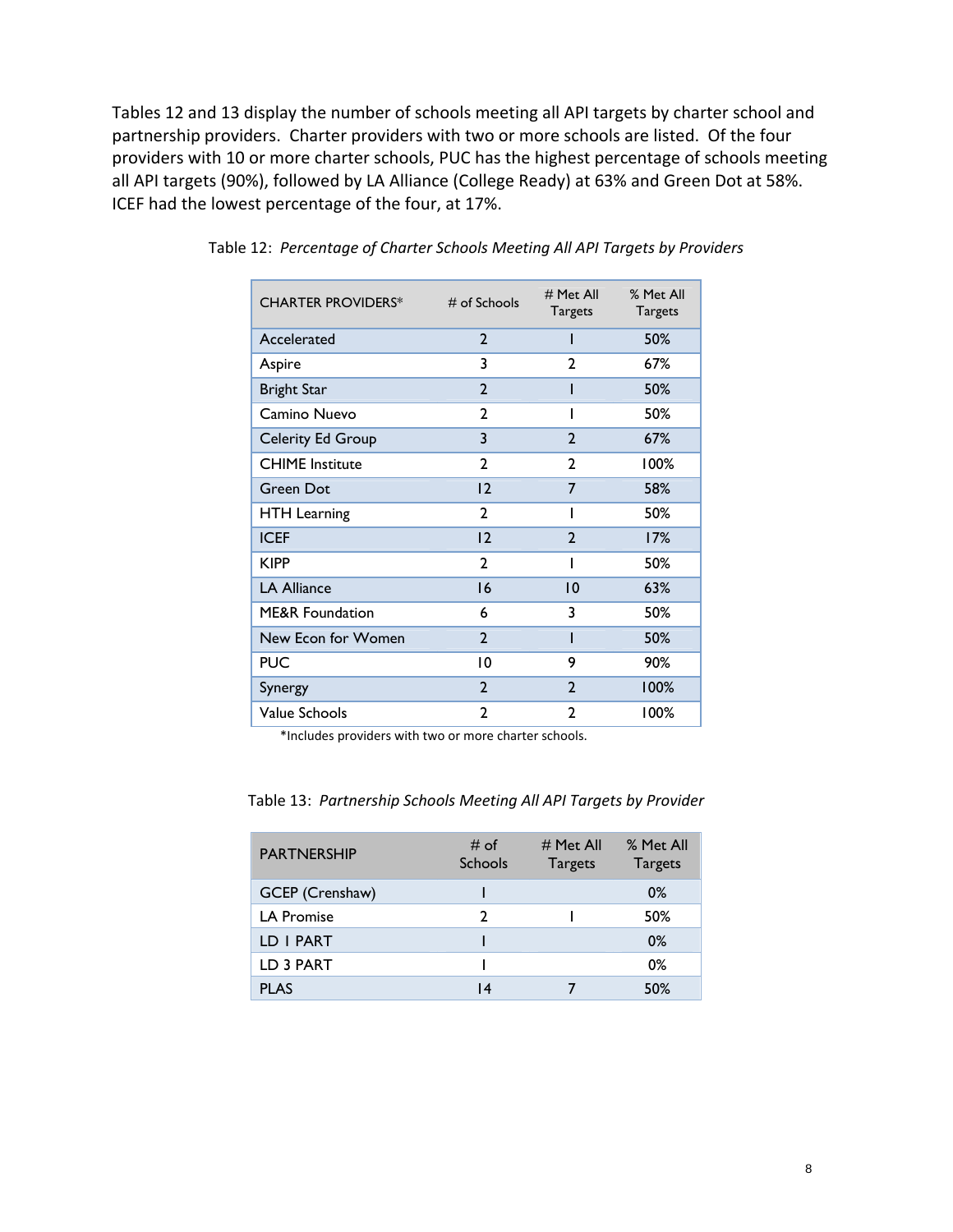Tables 12 and 13 display the number of schools meeting all API targets by charter school and partnership providers. Charter providers with two or more schools are listed. Of the four providers with 10 or more charter schools, PUC has the highest percentage of schools meeting all API targets (90%), followed by LA Alliance (College Ready) at 63% and Green Dot at 58%. ICEF had the lowest percentage of the four, at 17%.

Table 12: *Percentage of Charter Schools Meeting All API Targets by Providers*

| CHARTER PROVIDERS* | # of Schools | # Met All Targets | % Met All Targets |
|---|---|---|---|
| Accelerated | 2 | 1 | 50% |
| Aspire | 3 | 2 | 67% |
| Bright Star | 2 | 1 | 50% |
| Camino Nuevo | 2 | 1 | 50% |
| Celerity Ed Group | 3 | 2 | 67% |
| CHIME Institute | 2 | 2 | 100% |
| Green Dot | 12 | 7 | 58% |
| HTH Learning | 2 | 1 | 50% |
| ICEF | 12 | 2 | 17% |
| KIPP | 2 | 1 | 50% |
| LA Alliance | 16 | 10 | 63% |
| ME&R Foundation | 6 | 3 | 50% |
| New Econ for Women | 2 | 1 | 50% |
| PUC | 10 | 9 | 90% |
| Synergy | 2 | 2 | 100% |
| Value Schools | 2 | 2 | 100% |

*Includes providers with two or more charter schools.

Table 13: *Partnership Schools Meeting All API Targets by Provider*

| PARTNERSHIP | # of Schools | # Met All Targets | % Met All Targets |
|---|---|---|---|
| GCEP (Crenshaw) | 1 | | 0% |
| LA Promise | 2 | 1 | 50% |
| LD 1 PART | 1 | | 0% |
| LD 3 PART | 1 | | 0% |
| PLAS | 14 | 7 | 50% |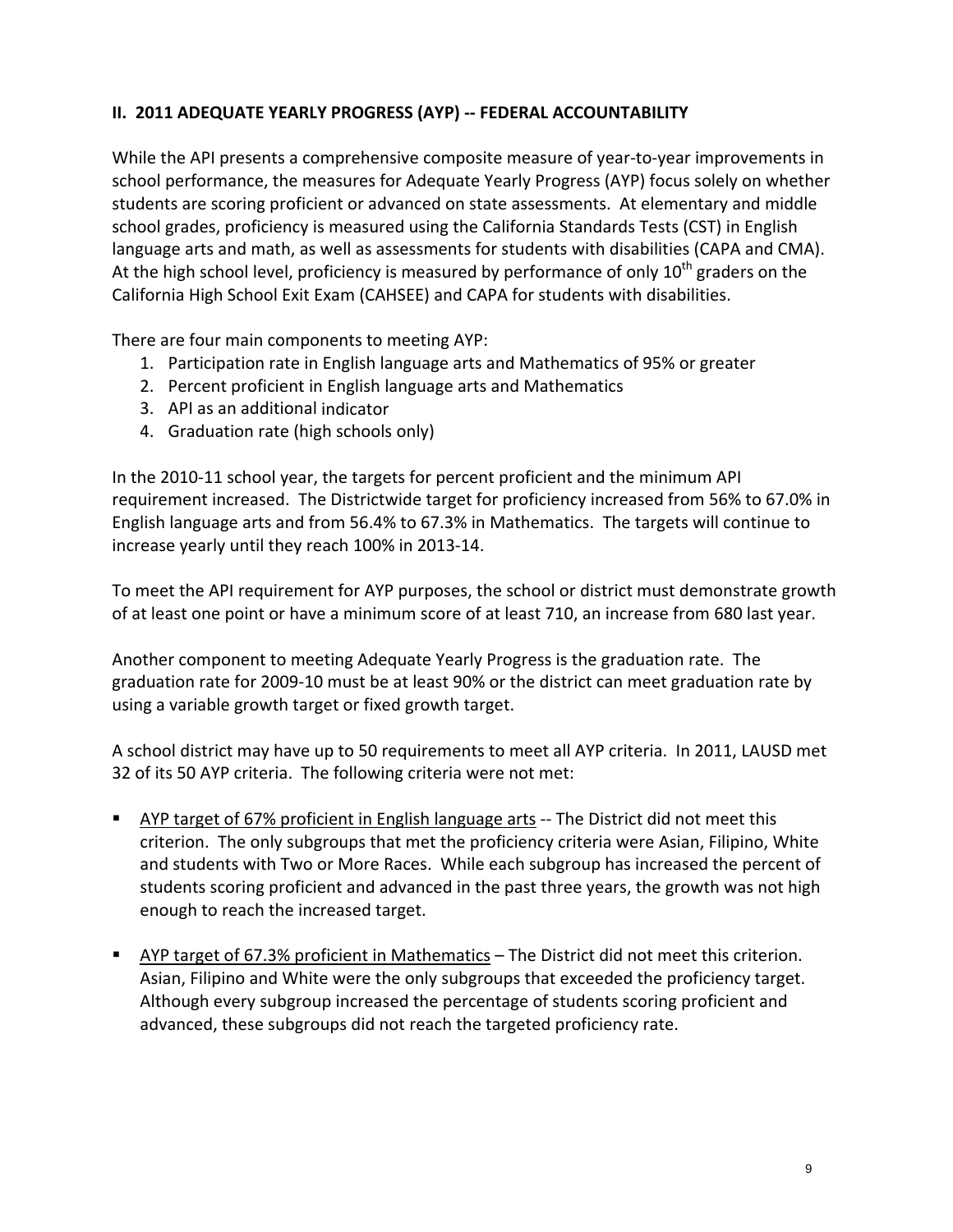## II. 2011 ADEQUATE YEARLY PROGRESS (AYP) -- FEDERAL ACCOUNTABILITY

While the API presents a comprehensive composite measure of year-to-year improvements in school performance, the measures for Adequate Yearly Progress (AYP) focus solely on whether students are scoring proficient or advanced on state assessments. At elementary and middle school grades, proficiency is measured using the California Standards Tests (CST) in English language arts and math, as well as assessments for students with disabilities (CAPA and CMA). At the high school level, proficiency is measured by performance of only 10th graders on the California High School Exit Exam (CAHSEE) and CAPA for students with disabilities.

There are four main components to meeting AYP:

1. Participation rate in English language arts and Mathematics of 95% or greater
2. Percent proficient in English language arts and Mathematics
3. API as an additional indicator
4. Graduation rate (high schools only)

In the 2010-11 school year, the targets for percent proficient and the minimum API requirement increased. The Districtwide target for proficiency increased from 56% to 67.0% in English language arts and from 56.4% to 67.3% in Mathematics. The targets will continue to increase yearly until they reach 100% in 2013-14.

To meet the API requirement for AYP purposes, the school or district must demonstrate growth of at least one point or have a minimum score of at least 710, an increase from 680 last year.

Another component to meeting Adequate Yearly Progress is the graduation rate. The graduation rate for 2009-10 must be at least 90% or the district can meet graduation rate by using a variable growth target or fixed growth target.

A school district may have up to 50 requirements to meet all AYP criteria. In 2011, LAUSD met 32 of its 50 AYP criteria. The following criteria were not met:

- <u>AYP target of 67% proficient in English language arts</u> -- The District did not meet this criterion. The only subgroups that met the proficiency criteria were Asian, Filipino, White and students with Two or More Races. While each subgroup has increased the percent of students scoring proficient and advanced in the past three years, the growth was not high enough to reach the increased target.

- <u>AYP target of 67.3% proficient in Mathematics</u> – The District did not meet this criterion. Asian, Filipino and White were the only subgroups that exceeded the proficiency target. Although every subgroup increased the percentage of students scoring proficient and advanced, these subgroups did not reach the targeted proficiency rate.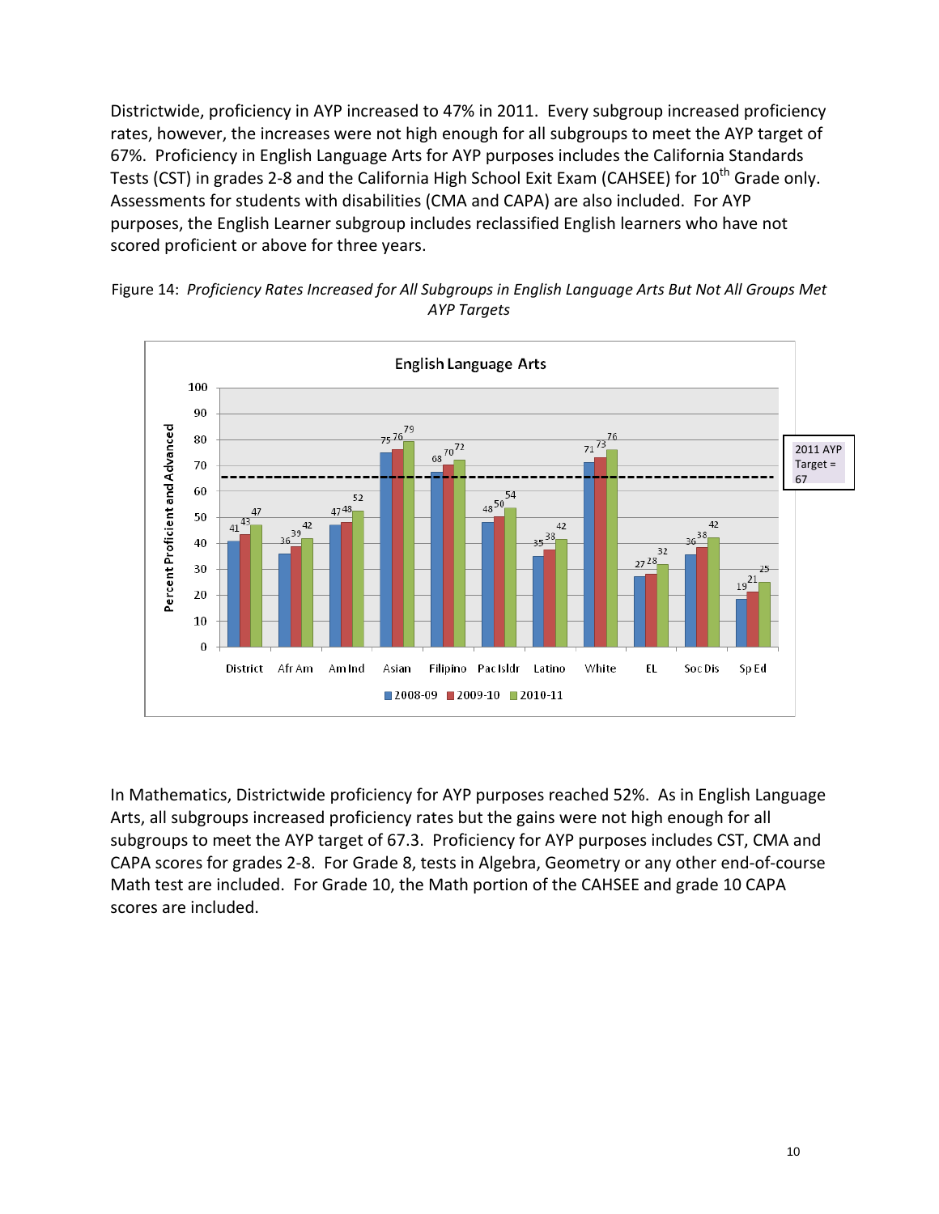Districtwide, proficiency in AYP increased to 47% in 2011. Every subgroup increased proficiency rates, however, the increases were not high enough for all subgroups to meet the AYP target of 67%. Proficiency in English Language Arts for AYP purposes includes the California Standards Tests (CST) in grades 2-8 and the California High School Exit Exam (CAHSEE) for 10th Grade only. Assessments for students with disabilities (CMA and CAPA) are also included. For AYP purposes, the English Learner subgroup includes reclassified English learners who have not scored proficient or above for three years.

Figure 14: *Proficiency Rates Increased for All Subgroups in English Language Arts But Not All Groups Met AYP Targets*

**English Language Arts**

Percent Proficient and Advanced (2011 AYP Target = 67)

| | 2008-09 | 2009-10 | 2010-11 |
|---|---|---|---|
| District | 41 | 43 | 47 |
| Afr Am | 36 | 39 | 42 |
| Am Ind | 47 | 48 | 52 |
| Asian | 75 | 76 | 79 |
| Filipino | 68 | 70 | 72 |
| Pac Isldr | 48 | 50 | 54 |
| Latino | 35 | 38 | 42 |
| White | 71 | 73 | 76 |
| EL | 27 | 28 | 32 |
| Soc Dis | 36 | 38 | 42 |
| Sp Ed | 19 | 21 | 25 |

In Mathematics, Districtwide proficiency for AYP purposes reached 52%. As in English Language Arts, all subgroups increased proficiency rates but the gains were not high enough for all subgroups to meet the AYP target of 67.3. Proficiency for AYP purposes includes CST, CMA and CAPA scores for grades 2-8. For Grade 8, tests in Algebra, Geometry or any other end-of-course Math test are included. For Grade 10, the Math portion of the CAHSEE and grade 10 CAPA scores are included.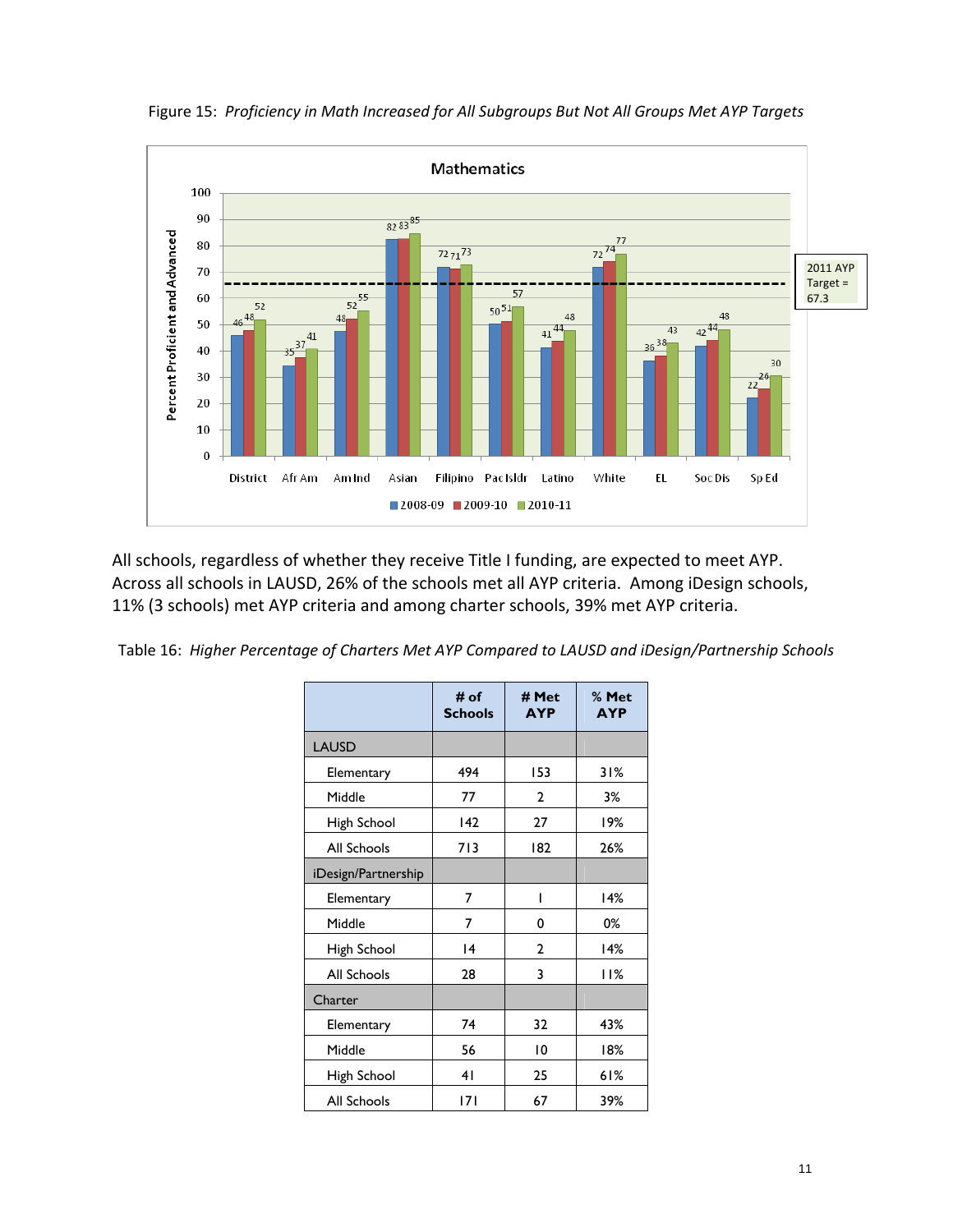Figure 15: *Proficiency in Math Increased for All Subgroups But Not All Groups Met AYP Targets*

All schools, regardless of whether they receive Title I funding, are expected to meet AYP. Across all schools in LAUSD, 26% of the schools met all AYP criteria. Among iDesign schools, 11% (3 schools) met AYP criteria and among charter schools, 39% met AYP criteria.

Table 16: *Higher Percentage of Charters Met AYP Compared to LAUSD and iDesign/Partnership Schools*

| | # of Schools | # Met AYP | % Met AYP |
|---|---|---|---|
| LAUSD | | | |
| Elementary | 494 | 153 | 31% |
| Middle | 77 | 2 | 3% |
| High School | 142 | 27 | 19% |
| All Schools | 713 | 182 | 26% |
| iDesign/Partnership | | | |
| Elementary | 7 | 1 | 14% |
| Middle | 7 | 0 | 0% |
| High School | 14 | 2 | 14% |
| All Schools | 28 | 3 | 11% |
| Charter | | | |
| Elementary | 74 | 32 | 43% |
| Middle | 56 | 10 | 18% |
| High School | 41 | 25 | 61% |
| All Schools | 171 | 67 | 39% |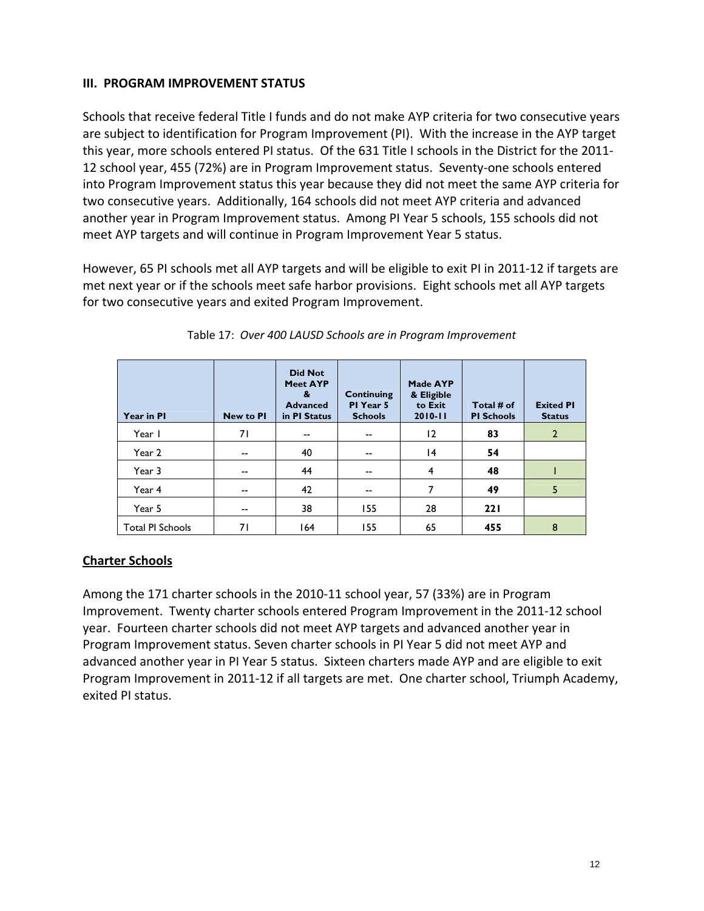### III. PROGRAM IMPROVEMENT STATUS

Schools that receive federal Title I funds and do not make AYP criteria for two consecutive years are subject to identification for Program Improvement (PI). With the increase in the AYP target this year, more schools entered PI status. Of the 631 Title I schools in the District for the 2011-12 school year, 455 (72%) are in Program Improvement status. Seventy-one schools entered into Program Improvement status this year because they did not meet the same AYP criteria for two consecutive years. Additionally, 164 schools did not meet AYP criteria and advanced another year in Program Improvement status. Among PI Year 5 schools, 155 schools did not meet AYP targets and will continue in Program Improvement Year 5 status.

However, 65 PI schools met all AYP targets and will be eligible to exit PI in 2011-12 if targets are met next year or if the schools meet safe harbor provisions. Eight schools met all AYP targets for two consecutive years and exited Program Improvement.

Table 17: *Over 400 LAUSD Schools are in Program Improvement*

| Year in PI | New to PI | Did Not Meet AYP & Advanced in PI Status | Continuing PI Year 5 Schools | Made AYP & Eligible to Exit 2010-11 | Total # of PI Schools | Exited PI Status |
|---|---|---|---|---|---|---|
| Year 1 | 71 | -- | -- | 12 | **83** | 2 |
| Year 2 | -- | 40 | -- | 14 | **54** | |
| Year 3 | -- | 44 | -- | 4 | **48** | 1 |
| Year 4 | -- | 42 | -- | 7 | **49** | 5 |
| Year 5 | -- | 38 | 155 | 28 | **221** | |
| Total PI Schools | 71 | 164 | 155 | 65 | **455** | 8 |

**<u>Charter Schools</u>**

Among the 171 charter schools in the 2010-11 school year, 57 (33%) are in Program Improvement. Twenty charter schools entered Program Improvement in the 2011-12 school year. Fourteen charter schools did not meet AYP targets and advanced another year in Program Improvement status. Seven charter schools in PI Year 5 did not meet AYP and advanced another year in PI Year 5 status. Sixteen charters made AYP and are eligible to exit Program Improvement in 2011-12 if all targets are met. One charter school, Triumph Academy, exited PI status.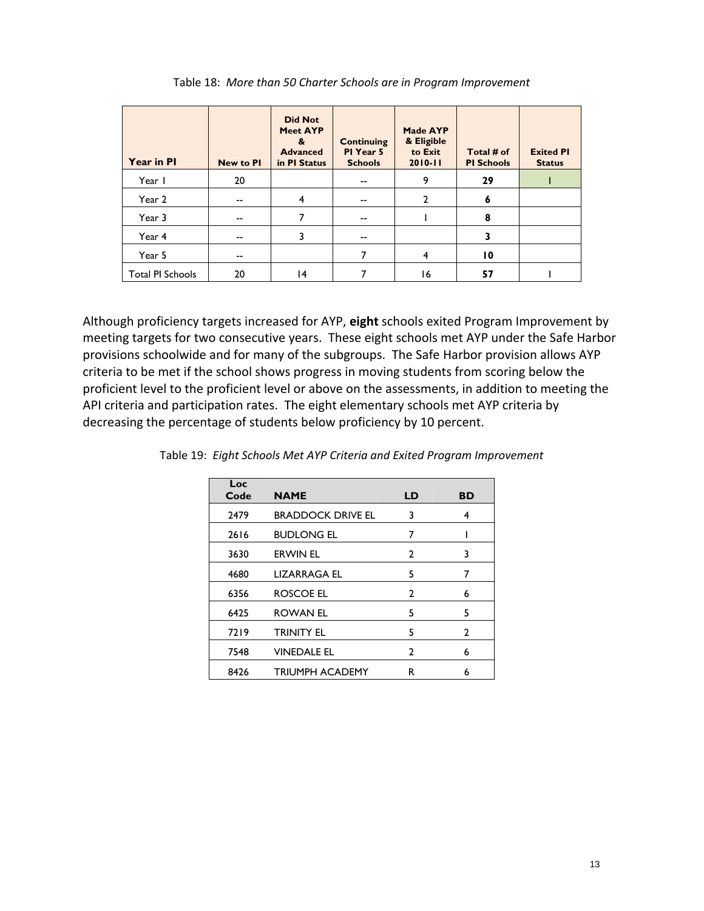Table 18: *More than 50 Charter Schools are in Program Improvement*

| Year in PI | New to PI | Did Not Meet AYP & Advanced in PI Status | Continuing PI Year 5 Schools | Made AYP & Eligible to Exit 2010-11 | Total # of PI Schools | Exited PI Status |
|---|---|---|---|---|---|---|
| Year 1 | 20 | | -- | 9 | **29** | 1 |
| Year 2 | -- | 4 | -- | 2 | **6** | |
| Year 3 | -- | 7 | -- | 1 | **8** | |
| Year 4 | -- | 3 | -- | | **3** | |
| Year 5 | -- | | 7 | 4 | **10** | |
| Total PI Schools | 20 | 14 | 7 | 16 | **57** | 1 |

Although proficiency targets increased for AYP, **eight** schools exited Program Improvement by meeting targets for two consecutive years. These eight schools met AYP under the Safe Harbor provisions schoolwide and for many of the subgroups. The Safe Harbor provision allows AYP criteria to be met if the school shows progress in moving students from scoring below the proficient level to the proficient level or above on the assessments, in addition to meeting the API criteria and participation rates. The eight elementary schools met AYP criteria by decreasing the percentage of students below proficiency by 10 percent.

Table 19: *Eight Schools Met AYP Criteria and Exited Program Improvement*

| Loc Code | NAME | LD | BD |
|---|---|---|---|
| 2479 | BRADDOCK DRIVE EL | 3 | 4 |
| 2616 | BUDLONG EL | 7 | 1 |
| 3630 | ERWIN EL | 2 | 3 |
| 4680 | LIZARRAGA EL | 5 | 7 |
| 6356 | ROSCOE EL | 2 | 6 |
| 6425 | ROWAN EL | 5 | 5 |
| 7219 | TRINITY EL | 5 | 2 |
| 7548 | VINEDALE EL | 2 | 6 |
| 8426 | TRIUMPH ACADEMY | R | 6 |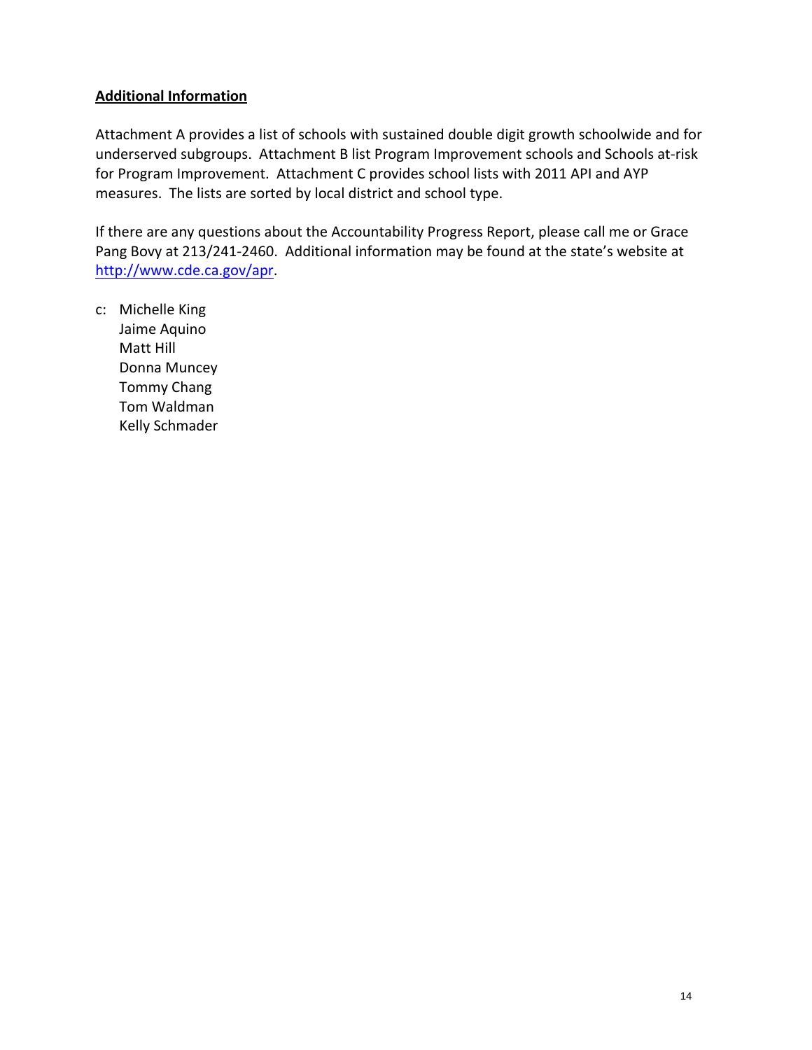**Additional Information**

Attachment A provides a list of schools with sustained double digit growth schoolwide and for underserved subgroups. Attachment B list Program Improvement schools and Schools at-risk for Program Improvement. Attachment C provides school lists with 2011 API and AYP measures. The lists are sorted by local district and school type.

If there are any questions about the Accountability Progress Report, please call me or Grace Pang Bovy at 213/241-2460. Additional information may be found at the state's website at http://www.cde.ca.gov/apr.

c: Michelle King
Jaime Aquino
Matt Hill
Donna Muncey
Tommy Chang
Tom Waldman
Kelly Schmader